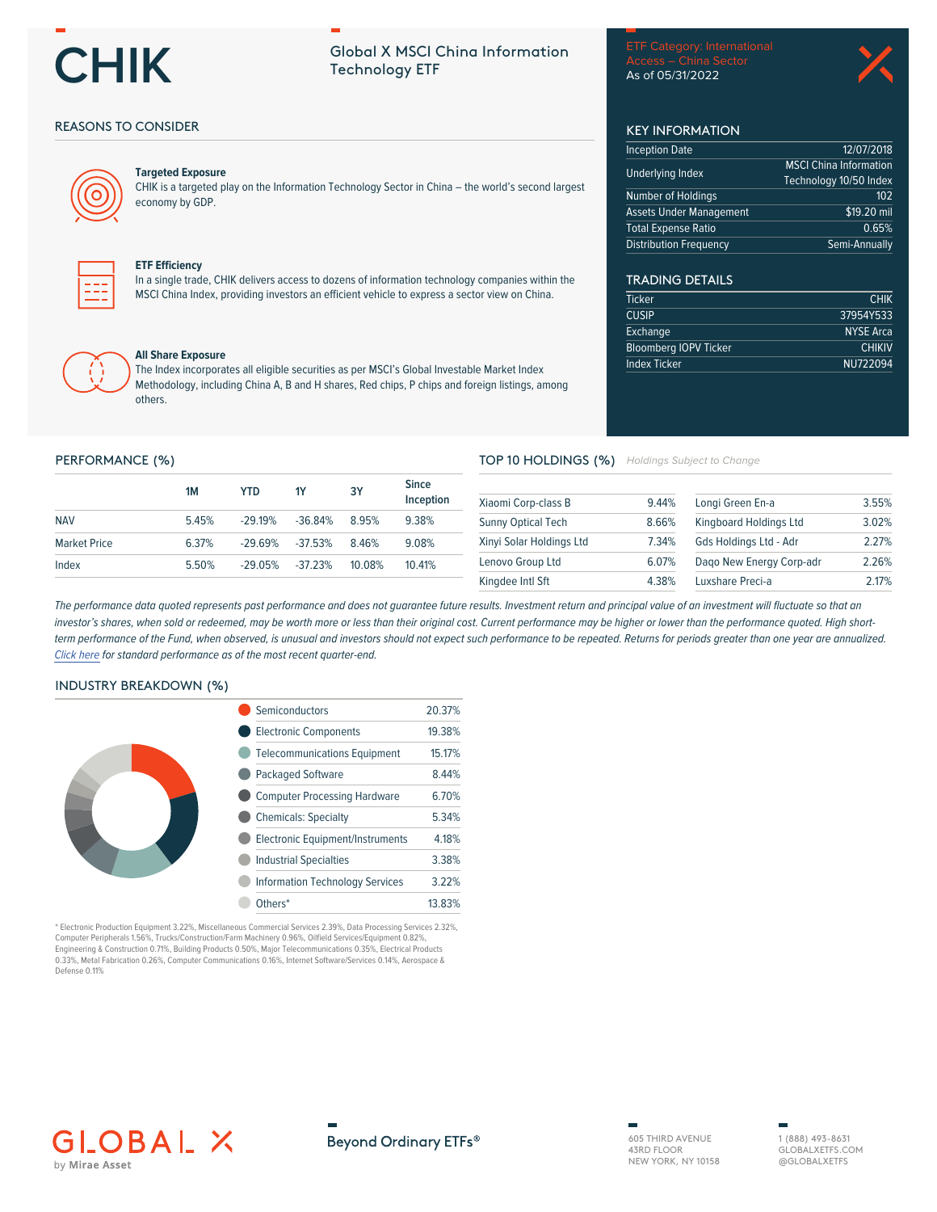# CHIK

## Global X MSCI China Information Technology ETF

ETF Category: International Access – China Sector
As of 05/31/2022

## REASONS TO CONSIDER

**Targeted Exposure**
CHIK is a targeted play on the Information Technology Sector in China – the world's second largest economy by GDP.

**ETF Efficiency**
In a single trade, CHIK delivers access to dozens of information technology companies within the MSCI China Index, providing investors an efficient vehicle to express a sector view on China.

**All Share Exposure**
The Index incorporates all eligible securities as per MSCI's Global Investable Market Index Methodology, including China A, B and H shares, Red chips, P chips and foreign listings, among others.

## KEY INFORMATION

| | |
|---|---|
| Inception Date | 12/07/2018 |
| Underlying Index | MSCI China Information Technology 10/50 Index |
| Number of Holdings | 102 |
| Assets Under Management | $19.20 mil |
| Total Expense Ratio | 0.65% |
| Distribution Frequency | Semi-Annually |

## TRADING DETAILS

| | |
|---|---|
| Ticker | CHIK |
| CUSIP | 37954Y533 |
| Exchange | NYSE Arca |
| Bloomberg IOPV Ticker | CHIKIV |
| Index Ticker | NU722094 |

## PERFORMANCE (%)

| | 1M | YTD | 1Y | 3Y | Since Inception |
|---|---|---|---|---|---|
| NAV | 5.45% | -29.19% | -36.84% | 8.95% | 9.38% |
| Market Price | 6.37% | -29.69% | -37.53% | 8.46% | 9.08% |
| Index | 5.50% | -29.05% | -37.23% | 10.08% | 10.41% |

## TOP 10 HOLDINGS (%)

*Holdings Subject to Change*

| | |
|---|---|
| Xiaomi Corp-class B | 9.44% |
| Sunny Optical Tech | 8.66% |
| Xinyi Solar Holdings Ltd | 7.34% |
| Lenovo Group Ltd | 6.07% |
| Kingdee Intl Sft | 4.38% |
| Longi Green En-a | 3.55% |
| Kingboard Holdings Ltd | 3.02% |
| Gds Holdings Ltd - Adr | 2.27% |
| Daqo New Energy Corp-adr | 2.26% |
| Luxshare Preci-a | 2.17% |

*The performance data quoted represents past performance and does not guarantee future results. Investment return and principal value of an investment will fluctuate so that an investor's shares, when sold or redeemed, may be worth more or less than their original cost. Current performance may be higher or lower than the performance quoted. High short-term performance of the Fund, when observed, is unusual and investors should not expect such performance to be repeated. Returns for periods greater than one year are annualized. Click here for standard performance as of the most recent quarter-end.*

## INDUSTRY BREAKDOWN (%)

| | |
|---|---|
| Semiconductors | 20.37% |
| Electronic Components | 19.38% |
| Telecommunications Equipment | 15.17% |
| Packaged Software | 8.44% |
| Computer Processing Hardware | 6.70% |
| Chemicals: Specialty | 5.34% |
| Electronic Equipment/Instruments | 4.18% |
| Industrial Specialties | 3.38% |
| Information Technology Services | 3.22% |
| Others* | 13.83% |

* Electronic Production Equipment 3.22%, Miscellaneous Commercial Services 2.39%, Data Processing Services 2.32%, Computer Peripherals 1.56%, Trucks/Construction/Farm Machinery 0.96%, Oilfield Services/Equipment 0.82%, Engineering & Construction 0.71%, Building Products 0.50%, Major Telecommunications 0.35%, Electrical Products 0.33%, Metal Fabrication 0.26%, Computer Communications 0.16%, Internet Software/Services 0.14%, Aerospace & Defense 0.11%

GLOBAL X by Mirae Asset

Beyond Ordinary ETFs®

605 THIRD AVENUE
43RD FLOOR
NEW YORK, NY 10158

1 (888) 493-8631
GLOBALXETFS.COM
@GLOBALXETFS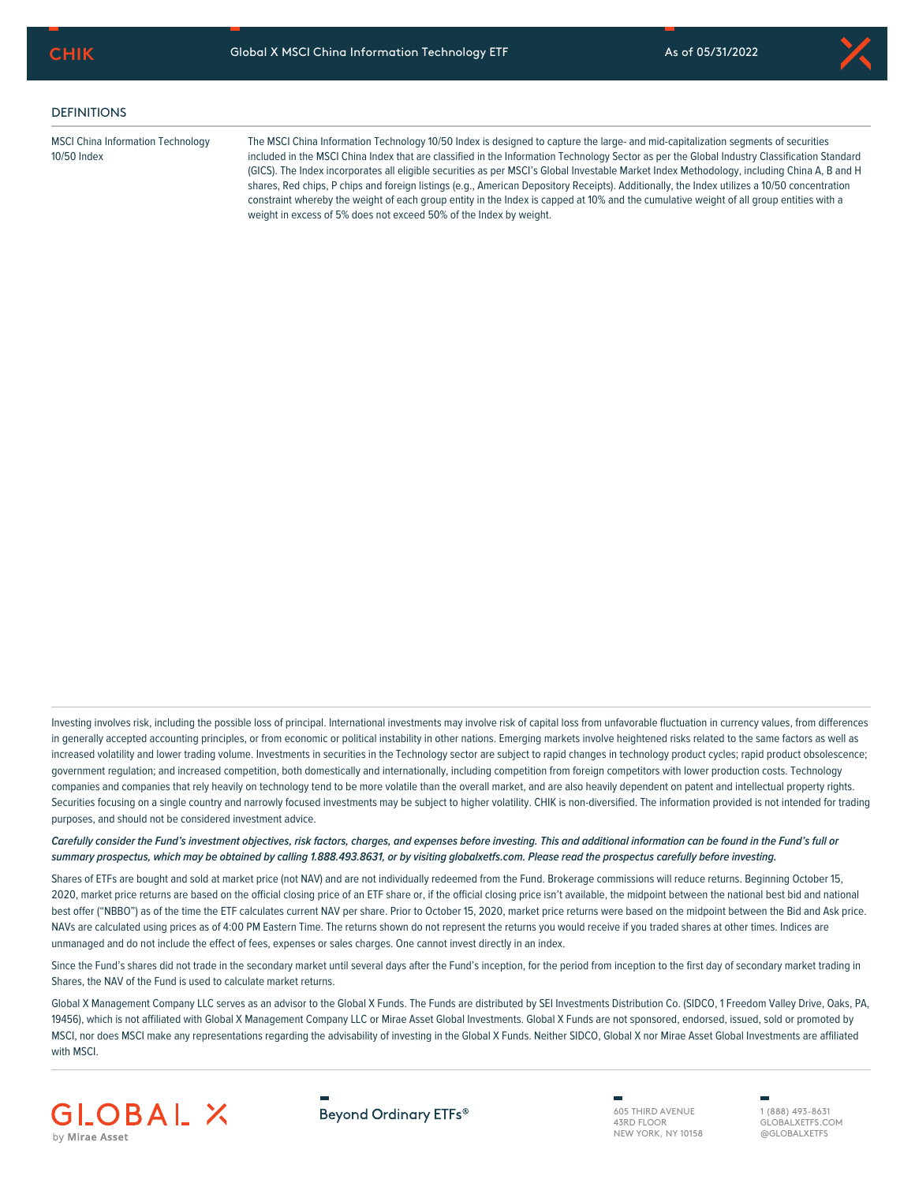## DEFINITIONS

| | |
|---|---|
| MSCI China Information Technology 10/50 Index | The MSCI China Information Technology 10/50 Index is designed to capture the large- and mid-capitalization segments of securities included in the MSCI China Index that are classified in the Information Technology Sector as per the Global Industry Classification Standard (GICS). The Index incorporates all eligible securities as per MSCI's Global Investable Market Index Methodology, including China A, B and H shares, Red chips, P chips and foreign listings (e.g., American Depository Receipts). Additionally, the Index utilizes a 10/50 concentration constraint whereby the weight of each group entity in the Index is capped at 10% and the cumulative weight of all group entities with a weight in excess of 5% does not exceed 50% of the Index by weight. |

Investing involves risk, including the possible loss of principal. International investments may involve risk of capital loss from unfavorable fluctuation in currency values, from differences in generally accepted accounting principles, or from economic or political instability in other nations. Emerging markets involve heightened risks related to the same factors as well as increased volatility and lower trading volume. Investments in securities in the Technology sector are subject to rapid changes in technology product cycles; rapid product obsolescence; government regulation; and increased competition, both domestically and internationally, including competition from foreign competitors with lower production costs. Technology companies and companies that rely heavily on technology tend to be more volatile than the overall market, and are also heavily dependent on patent and intellectual property rights. Securities focusing on a single country and narrowly focused investments may be subject to higher volatility. CHIK is non-diversified. The information provided is not intended for trading purposes, and should not be considered investment advice.

***Carefully consider the Fund's investment objectives, risk factors, charges, and expenses before investing. This and additional information can be found in the Fund's full or summary prospectus, which may be obtained by calling 1.888.493.8631, or by visiting globalxetfs.com. Please read the prospectus carefully before investing.***

Shares of ETFs are bought and sold at market price (not NAV) and are not individually redeemed from the Fund. Brokerage commissions will reduce returns. Beginning October 15, 2020, market price returns are based on the official closing price of an ETF share or, if the official closing price isn't available, the midpoint between the national best bid and national best offer ("NBBO") as of the time the ETF calculates current NAV per share. Prior to October 15, 2020, market price returns were based on the midpoint between the Bid and Ask price. NAVs are calculated using prices as of 4:00 PM Eastern Time. The returns shown do not represent the returns you would receive if you traded shares at other times. Indices are unmanaged and do not include the effect of fees, expenses or sales charges. One cannot invest directly in an index.

Since the Fund's shares did not trade in the secondary market until several days after the Fund's inception, for the period from inception to the first day of secondary market trading in Shares, the NAV of the Fund is used to calculate market returns.

Global X Management Company LLC serves as an advisor to the Global X Funds. The Funds are distributed by SEI Investments Distribution Co. (SIDCO, 1 Freedom Valley Drive, Oaks, PA, 19456), which is not affiliated with Global X Management Company LLC or Mirae Asset Global Investments. Global X Funds are not sponsored, endorsed, issued, sold or promoted by MSCI, nor does MSCI make any representations regarding the advisability of investing in the Global X Funds. Neither SIDCO, Global X nor Mirae Asset Global Investments are affiliated with MSCI.

GLOBAL X by Mirae Asset

Beyond Ordinary ETFs®

605 THIRD AVENUE
43RD FLOOR
NEW YORK, NY 10158

1 (888) 493-8631
GLOBALXETFS.COM
@GLOBALXETFS